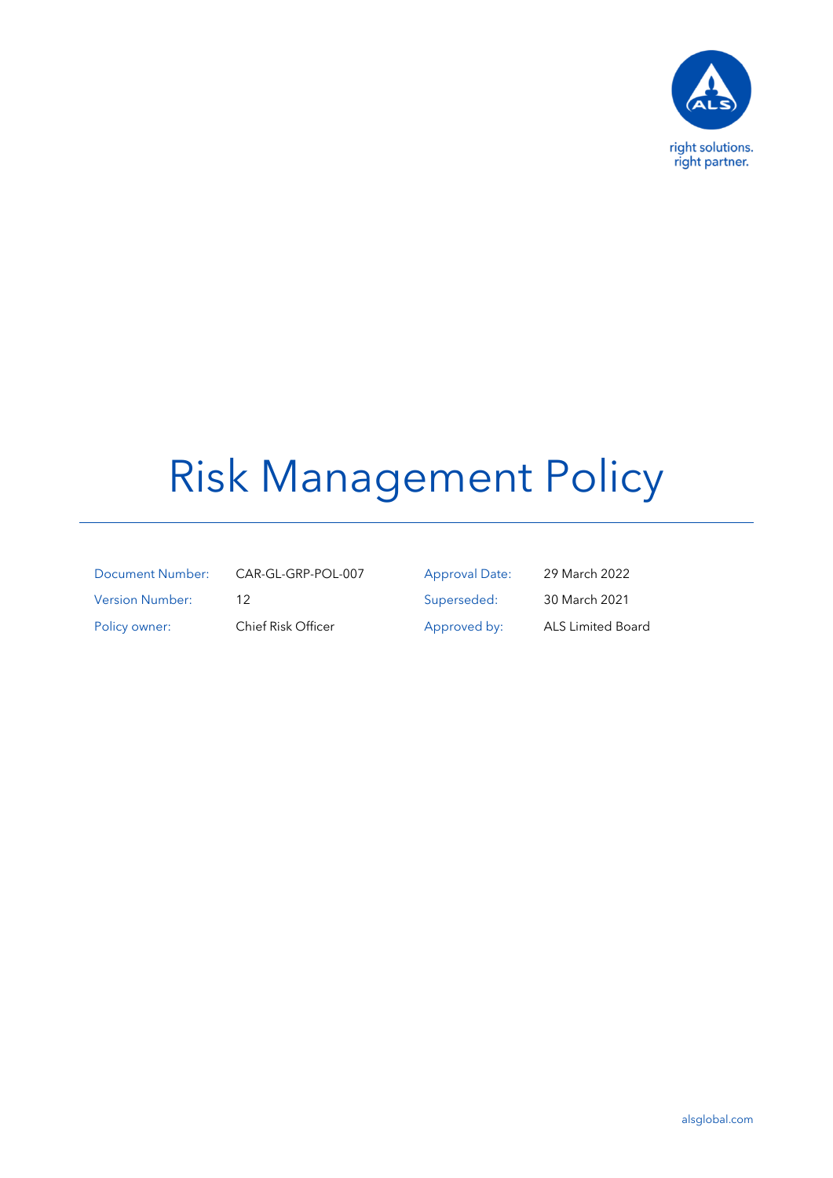ALS

right solutions.
right partner.

# Risk Management Policy

| Document Number: | CAR-GL-GRP-POL-007 | Approval Date: | 29 March 2022 |
|---|---|---|---|
| Version Number: | 12 | Superseded: | 30 March 2021 |
| Policy owner: | Chief Risk Officer | Approved by: | ALS Limited Board |

alsglobal.com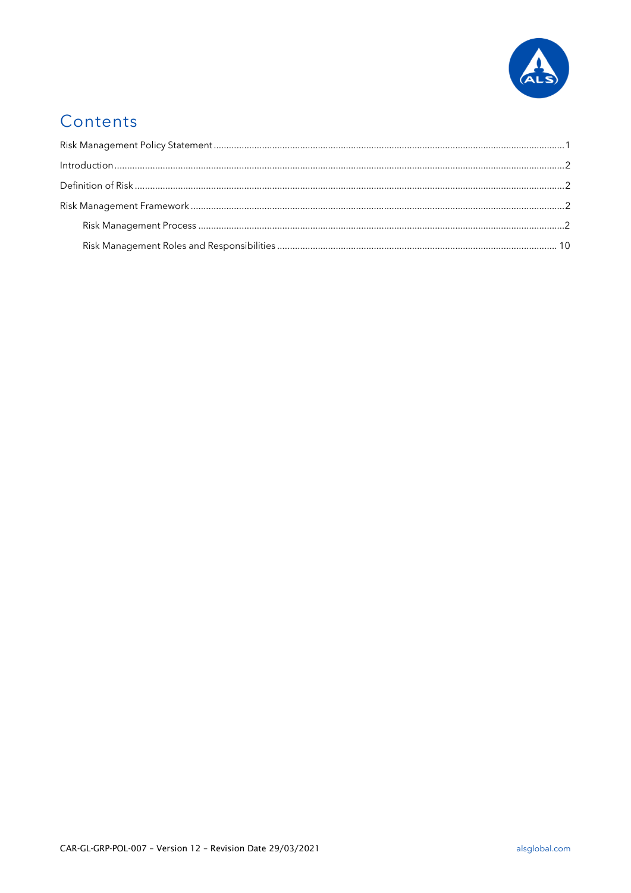# Contents

Risk Management Policy Statement ........................................................................................................ 1

Introduction ........................................................................................................................................ 2

Definition of Risk .................................................................................................................................. 2

Risk Management Framework ................................................................................................................ 2

- Risk Management Process .................................................................................................................. 2
- Risk Management Roles and Responsibilities ..................................................................................... 10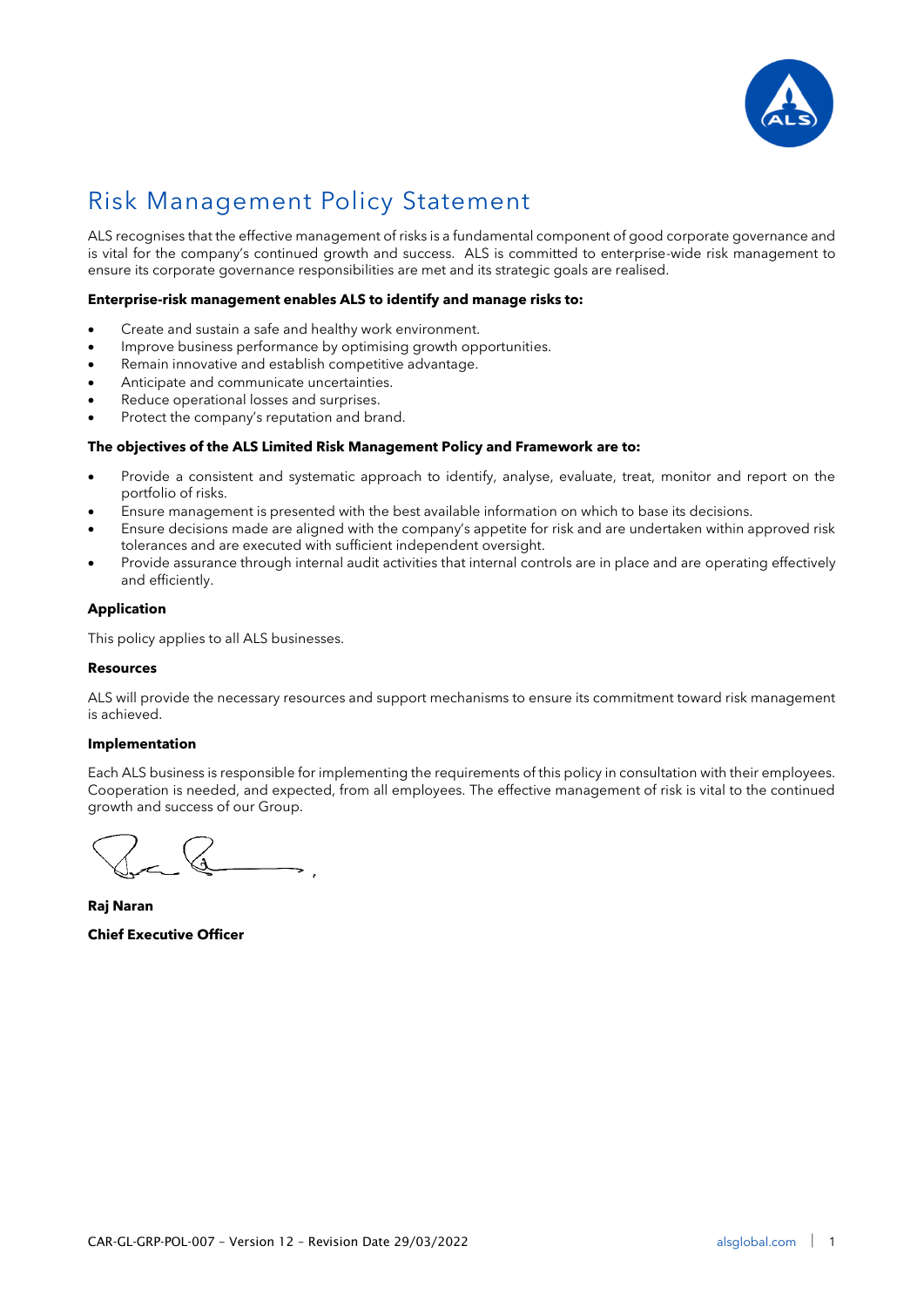# Risk Management Policy Statement

ALS recognises that the effective management of risks is a fundamental component of good corporate governance and is vital for the company's continued growth and success. ALS is committed to enterprise-wide risk management to ensure its corporate governance responsibilities are met and its strategic goals are realised.

**Enterprise-risk management enables ALS to identify and manage risks to:**

- Create and sustain a safe and healthy work environment.
- Improve business performance by optimising growth opportunities.
- Remain innovative and establish competitive advantage.
- Anticipate and communicate uncertainties.
- Reduce operational losses and surprises.
- Protect the company's reputation and brand.

**The objectives of the ALS Limited Risk Management Policy and Framework are to:**

- Provide a consistent and systematic approach to identify, analyse, evaluate, treat, monitor and report on the portfolio of risks.
- Ensure management is presented with the best available information on which to base its decisions.
- Ensure decisions made are aligned with the company's appetite for risk and are undertaken within approved risk tolerances and are executed with sufficient independent oversight.
- Provide assurance through internal audit activities that internal controls are in place and are operating effectively and efficiently.

**Application**

This policy applies to all ALS businesses.

**Resources**

ALS will provide the necessary resources and support mechanisms to ensure its commitment toward risk management is achieved.

**Implementation**

Each ALS business is responsible for implementing the requirements of this policy in consultation with their employees. Cooperation is needed, and expected, from all employees. The effective management of risk is vital to the continued growth and success of our Group.

**Raj Naran**

**Chief Executive Officer**

CAR-GL-GRP-POL-007 – Version 12 – Revision Date 29/03/2022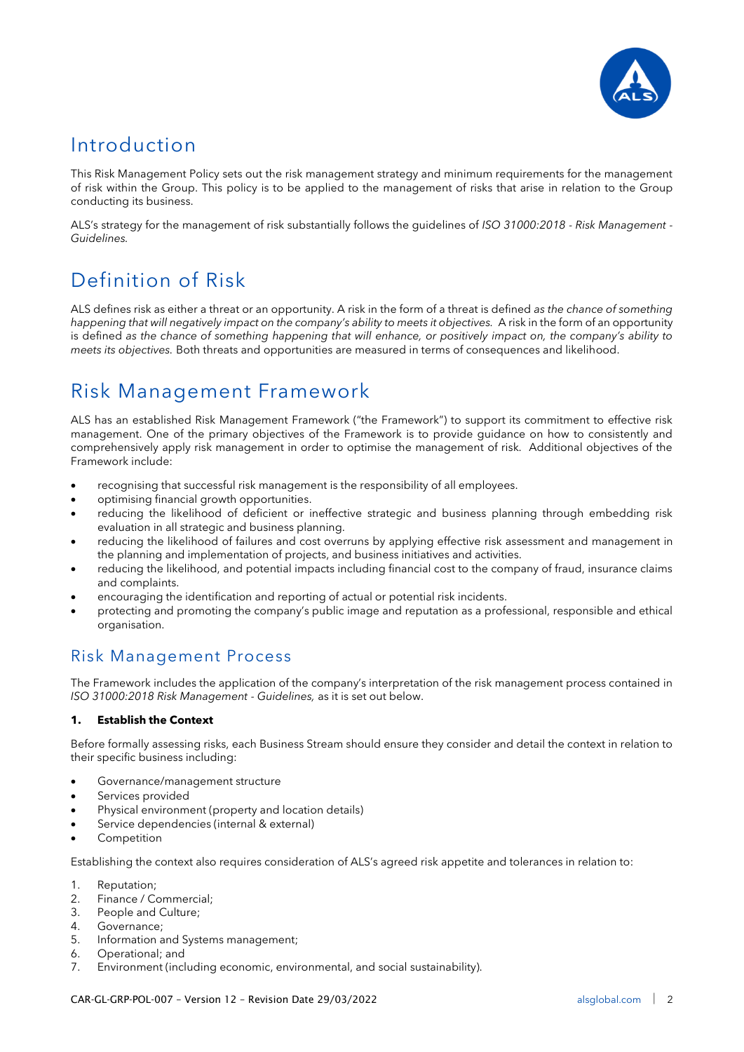# Introduction

This Risk Management Policy sets out the risk management strategy and minimum requirements for the management of risk within the Group. This policy is to be applied to the management of risks that arise in relation to the Group conducting its business.

ALS's strategy for the management of risk substantially follows the guidelines of *ISO 31000:2018 - Risk Management - Guidelines.*

# Definition of Risk

ALS defines risk as either a threat or an opportunity. A risk in the form of a threat is defined *as the chance of something happening that will negatively impact on the company's ability to meets it objectives.* A risk in the form of an opportunity is defined *as the chance of something happening that will enhance, or positively impact on, the company's ability to meets its objectives.* Both threats and opportunities are measured in terms of consequences and likelihood.

# Risk Management Framework

ALS has an established Risk Management Framework ("the Framework") to support its commitment to effective risk management. One of the primary objectives of the Framework is to provide guidance on how to consistently and comprehensively apply risk management in order to optimise the management of risk. Additional objectives of the Framework include:

- recognising that successful risk management is the responsibility of all employees.
- optimising financial growth opportunities.
- reducing the likelihood of deficient or ineffective strategic and business planning through embedding risk evaluation in all strategic and business planning.
- reducing the likelihood of failures and cost overruns by applying effective risk assessment and management in the planning and implementation of projects, and business initiatives and activities.
- reducing the likelihood, and potential impacts including financial cost to the company of fraud, insurance claims and complaints.
- encouraging the identification and reporting of actual or potential risk incidents.
- protecting and promoting the company's public image and reputation as a professional, responsible and ethical organisation.

## Risk Management Process

The Framework includes the application of the company's interpretation of the risk management process contained in *ISO 31000:2018 Risk Management - Guidelines,* as it is set out below.

**1. Establish the Context**

Before formally assessing risks, each Business Stream should ensure they consider and detail the context in relation to their specific business including:

- Governance/management structure
- Services provided
- Physical environment (property and location details)
- Service dependencies (internal & external)
- Competition

Establishing the context also requires consideration of ALS's agreed risk appetite and tolerances in relation to:

1. Reputation;
2. Finance / Commercial;
3. People and Culture;
4. Governance;
5. Information and Systems management;
6. Operational; and
7. Environment (including economic, environmental, and social sustainability).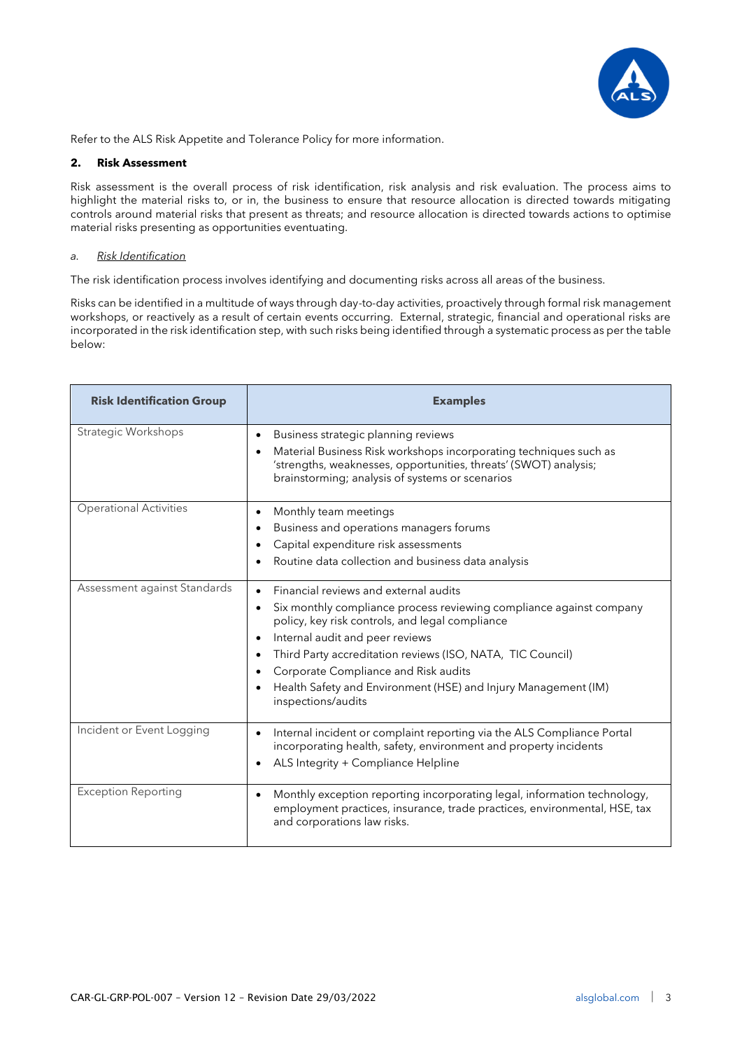Refer to the ALS Risk Appetite and Tolerance Policy for more information.

## 2. Risk Assessment

Risk assessment is the overall process of risk identification, risk analysis and risk evaluation. The process aims to highlight the material risks to, or in, the business to ensure that resource allocation is directed towards mitigating controls around material risks that present as threats; and resource allocation is directed towards actions to optimise material risks presenting as opportunities eventuating.

### a. *Risk Identification*

The risk identification process involves identifying and documenting risks across all areas of the business.

Risks can be identified in a multitude of ways through day-to-day activities, proactively through formal risk management workshops, or reactively as a result of certain events occurring. External, strategic, financial and operational risks are incorporated in the risk identification step, with such risks being identified through a systematic process as per the table below:

| Risk Identification Group | Examples |
|---|---|
| Strategic Workshops | • Business strategic planning reviews<br>• Material Business Risk workshops incorporating techniques such as 'strengths, weaknesses, opportunities, threats' (SWOT) analysis; brainstorming; analysis of systems or scenarios |
| Operational Activities | • Monthly team meetings<br>• Business and operations managers forums<br>• Capital expenditure risk assessments<br>• Routine data collection and business data analysis |
| Assessment against Standards | • Financial reviews and external audits<br>• Six monthly compliance process reviewing compliance against company policy, key risk controls, and legal compliance<br>• Internal audit and peer reviews<br>• Third Party accreditation reviews (ISO, NATA, TIC Council)<br>• Corporate Compliance and Risk audits<br>• Health Safety and Environment (HSE) and Injury Management (IM) inspections/audits |
| Incident or Event Logging | • Internal incident or complaint reporting via the ALS Compliance Portal incorporating health, safety, environment and property incidents<br>• ALS Integrity + Compliance Helpline |
| Exception Reporting | • Monthly exception reporting incorporating legal, information technology, employment practices, insurance, trade practices, environmental, HSE, tax and corporations law risks. |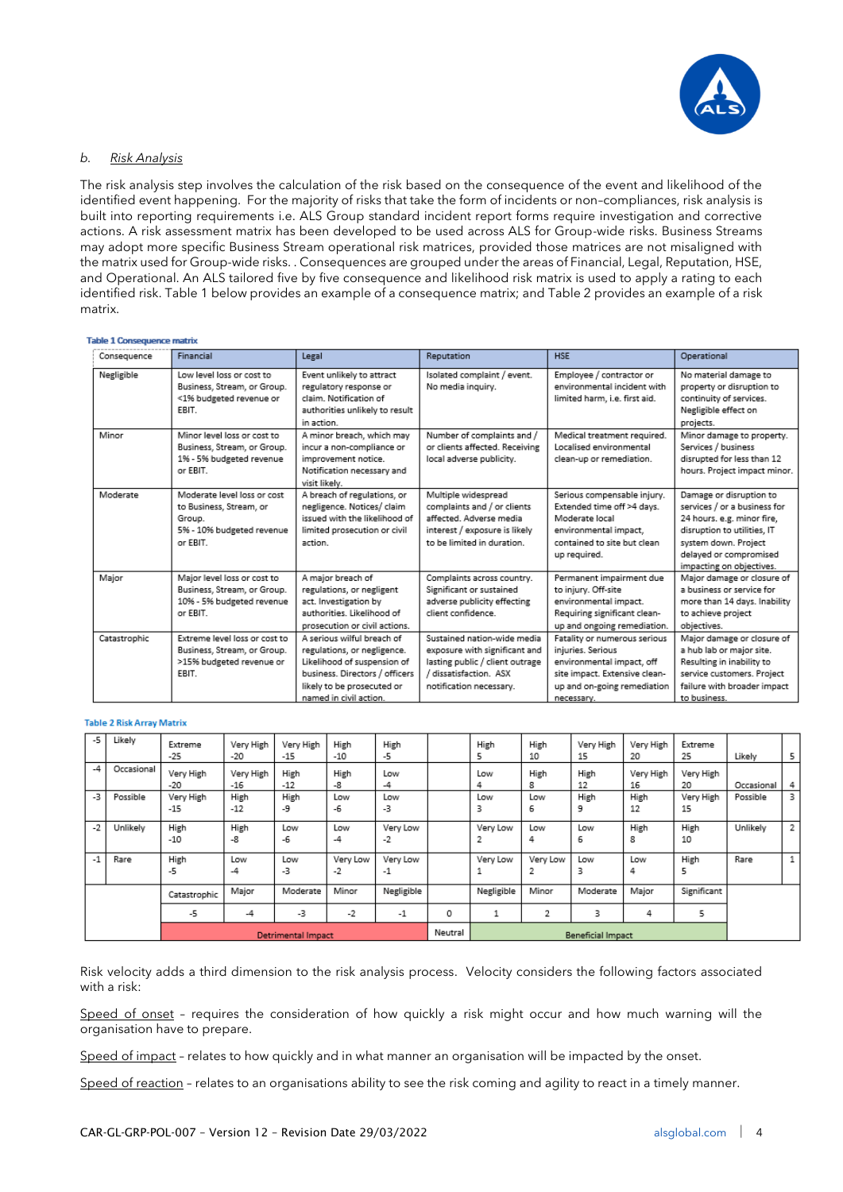*b. Risk Analysis*

The risk analysis step involves the calculation of the risk based on the consequence of the event and likelihood of the identified event happening. For the majority of risks that take the form of incidents or non–compliances, risk analysis is built into reporting requirements i.e. ALS Group standard incident report forms require investigation and corrective actions. A risk assessment matrix has been developed to be used across ALS for Group-wide risks. Business Streams may adopt more specific Business Stream operational risk matrices, provided those matrices are not misaligned with the matrix used for Group-wide risks. . Consequences are grouped under the areas of Financial, Legal, Reputation, HSE, and Operational. An ALS tailored five by five consequence and likelihood risk matrix is used to apply a rating to each identified risk. Table 1 below provides an example of a consequence matrix; and Table 2 provides an example of a risk matrix.

**Table 1 Consequence matrix**

| Consequence | Financial | Legal | Reputation | HSE | Operational |
|---|---|---|---|---|---|
| Negligible | Low level loss or cost to Business, Stream, or Group. <1% budgeted revenue or EBIT. | Event unlikely to attract regulatory response or claim. Notification of authorities unlikely to result in action. | Isolated complaint / event. No media inquiry. | Employee / contractor or environmental incident with limited harm, i.e. first aid. | No material damage to property or disruption to continuity of services. Negligible effect on projects. |
| Minor | Minor level loss or cost to Business, Stream, or Group. 1% - 5% budgeted revenue or EBIT. | A minor breach, which may incur a non-compliance or improvement notice. Notification necessary and visit likely. | Number of complaints and / or clients affected. Receiving local adverse publicity. | Medical treatment required. Localised environmental clean-up or remediation. | Minor damage to property. Services / business disrupted for less than 12 hours. Project impact minor. |
| Moderate | Moderate level loss or cost to Business, Stream, or Group. 5% - 10% budgeted revenue or EBIT. | A breach of regulations, or negligence. Notices/ claim issued with the likelihood of limited prosecution or civil action. | Multiple widespread complaints and / or clients affected. Adverse media interest / exposure is likely to be limited in duration. | Serious compensable injury. Extended time off >4 days. Moderate local environmental impact, contained to site but clean up required. | Damage or disruption to services / or a business for 24 hours. e.g. minor fire, disruption to utilities, IT system down. Project delayed or compromised impacting on objectives. |
| Major | Major level loss or cost to Business, Stream, or Group. 10% - 5% budgeted revenue or EBIT. | A major breach of regulations, or negligent act. Investigation by authorities. Likelihood of prosecution or civil actions. | Complaints across country. Significant or sustained adverse publicity effecting client confidence. | Permanent impairment due to injury. Off-site environmental impact. Requiring significant clean-up and ongoing remediation. | Major damage or closure of a business or service for more than 14 days. Inability to achieve project objectives. |
| Catastrophic | Extreme level loss or cost to Business, Stream, or Group. >15% budgeted revenue or EBIT. | A serious wilful breach of regulations, or negligence. Likelihood of suspension of business. Directors / officers likely to be prosecuted or named in civil action. | Sustained nation-wide media exposure with significant and lasting public / client outrage / dissatisfaction. ASX notification necessary. | Fatality or numerous serious injuries. Serious environmental impact, off site impact. Extensive clean-up and on-going remediation necessary. | Major damage or closure of a hub lab or major site. Resulting in inability to service customers. Project failure with broader impact to business. |

**Table 2 Risk Array Matrix**

| | | | | | | | | | | | | | |
|---|---|---|---|---|---|---|---|---|---|---|---|---|---|
| -5 | Likely | Extreme -25 | Very High -20 | Very High -15 | High -10 | High -5 | | High 5 | High 10 | Very High 15 | Very High 20 | Extreme 25 | Likely | 5 |
| -4 | Occasional | Very High -20 | Very High -16 | High -12 | High -8 | Low -4 | | Low 4 | High 8 | High 12 | Very High 16 | Very High 20 | Occasional | 4 |
| -3 | Possible | Very High -15 | High -12 | High -9 | Low -6 | Low -3 | | Low 3 | Low 6 | High 9 | High 12 | Very High 15 | Possible | 3 |
| -2 | Unlikely | High -10 | High -8 | Low -6 | Low -4 | Very Low -2 | | Very Low 2 | Low 4 | Low 6 | High 8 | High 10 | Unlikely | 2 |
| -1 | Rare | High -5 | Low -4 | Low -3 | Very Low -2 | Very Low -1 | | Very Low 1 | Very Low 2 | Low 3 | Low 4 | High 5 | Rare | 1 |
| | | Catastrophic | Major | Moderate | Minor | Negligible | | Negligible | Minor | Moderate | Major | Significant | | |
| | | -5 | -4 | -3 | -2 | -1 | 0 | 1 | 2 | 3 | 4 | 5 | | |
| | | Detrimental Impact | | | | | Neutral | Beneficial Impact | | | | | | |

Risk velocity adds a third dimension to the risk analysis process. Velocity considers the following factors associated with a risk:

Speed of onset – requires the consideration of how quickly a risk might occur and how much warning will the organisation have to prepare.

Speed of impact – relates to how quickly and in what manner an organisation will be impacted by the onset.

Speed of reaction – relates to an organisations ability to see the risk coming and agility to react in a timely manner.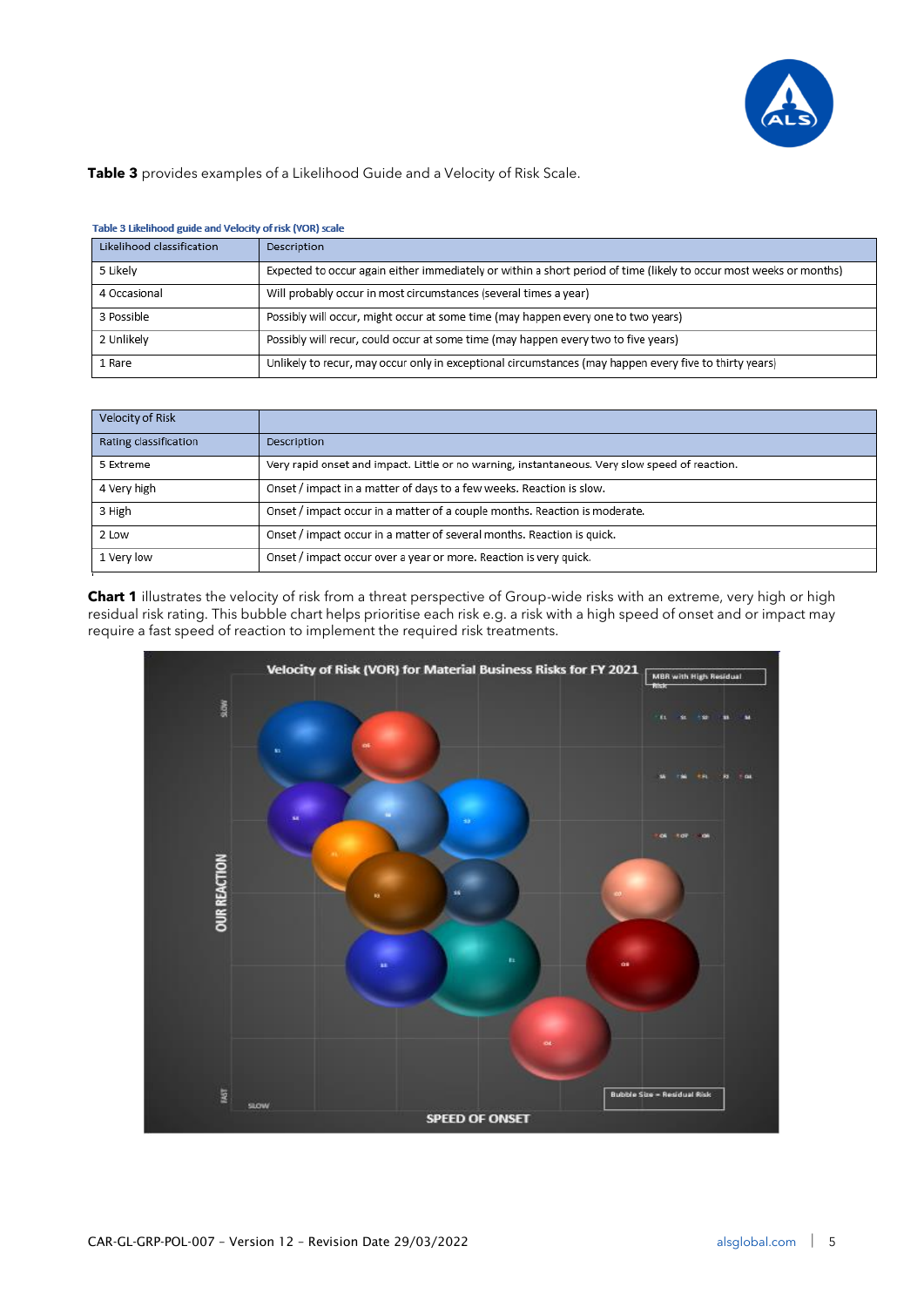**Table 3** provides examples of a Likelihood Guide and a Velocity of Risk Scale.

**Table 3 Likelihood guide and Velocity of risk (VOR) scale**

| Likelihood classification | Description |
|---|---|
| 5 Likely | Expected to occur again either immediately or within a short period of time (likely to occur most weeks or months) |
| 4 Occasional | Will probably occur in most circumstances (several times a year) |
| 3 Possible | Possibly will occur, might occur at some time (may happen every one to two years) |
| 2 Unlikely | Possibly will recur, could occur at some time (may happen every two to five years) |
| 1 Rare | Unlikely to recur, may occur only in exceptional circumstances (may happen every five to thirty years) |

| Velocity of Risk | |
|---|---|
| Rating classification | Description |
| 5 Extreme | Very rapid onset and impact. Little or no warning, instantaneous. Very slow speed of reaction. |
| 4 Very high | Onset / impact in a matter of days to a few weeks. Reaction is slow. |
| 3 High | Onset / impact occur in a matter of a couple months. Reaction is moderate. |
| 2 Low | Onset / impact occur in a matter of several months. Reaction is quick. |
| 1 Very low | Onset / impact occur over a year or more. Reaction is very quick. |

**Chart 1** illustrates the velocity of risk from a threat perspective of Group-wide risks with an extreme, very high or high residual risk rating. This bubble chart helps prioritise each risk e.g. a risk with a high speed of onset and or impact may require a fast speed of reaction to implement the required risk treatments.

**Velocity of Risk (VOR) for Material Business Risks for FY 2021**

MBR with High Residual Risk

OUR REACTION (SLOW – FAST)

SPEED OF ONSET (SLOW)

Bubble Size = Residual Risk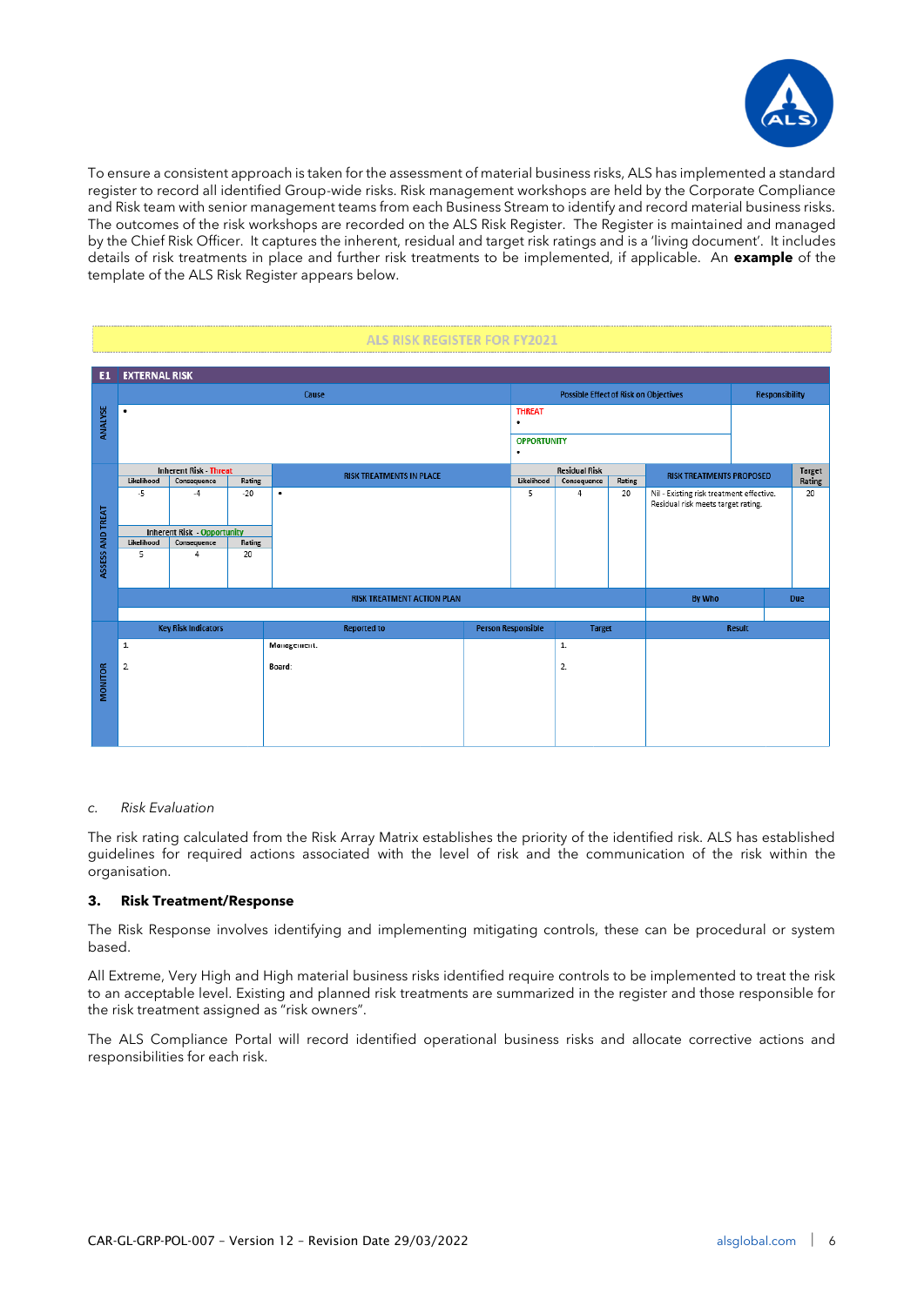To ensure a consistent approach is taken for the assessment of material business risks, ALS has implemented a standard register to record all identified Group-wide risks. Risk management workshops are held by the Corporate Compliance and Risk team with senior management teams from each Business Stream to identify and record material business risks. The outcomes of the risk workshops are recorded on the ALS Risk Register. The Register is maintained and managed by the Chief Risk Officer. It captures the inherent, residual and target risk ratings and is a 'living document'. It includes details of risk treatments in place and further risk treatments to be implemented, if applicable. An **example** of the template of the ALS Risk Register appears below.

**ALS RISK REGISTER FOR FY2021**

**E1 EXTERNAL RISK**

| ANALYSE | Cause | Possible Effect of Risk on Objectives | Responsibility |
|---|---|---|---|
| | • | THREAT<br>•<br>OPPORTUNITY<br>• | |

| ASSESS AND TREAT | Inherent Risk - Threat | | | RISK TREATMENTS IN PLACE | Residual Risk | | | RISK TREATMENTS PROPOSED | Target Rating |
|---|---|---|---|---|---|---|---|---|---|
| | Likelihood | Consequence | Rating | | Likelihood | Consequence | Rating | | |
| | -5 | -4 | -20 | • | 5 | 4 | 20 | Nil - Existing risk treatment effective. Residual risk meets target rating. | 20 |
| | Inherent Risk - Opportunity | | | | | | | | |
| | Likelihood | Consequence | Rating | | | | | | |
| | 5 | 4 | 20 | | | | | | |

| RISK TREATMENT ACTION PLAN | By Who | Due |
|---|---|---|
| | | |

| MONITOR | Key Risk Indicators | Reported to | Person Responsible | Target | Result |
|---|---|---|---|---|---|
| | 1. | Management: | | 1. | |
| | 2. | Board: | | 2. | |

*c. Risk Evaluation*

The risk rating calculated from the Risk Array Matrix establishes the priority of the identified risk. ALS has established guidelines for required actions associated with the level of risk and the communication of the risk within the organisation.

### 3. Risk Treatment/Response

The Risk Response involves identifying and implementing mitigating controls, these can be procedural or system based.

All Extreme, Very High and High material business risks identified require controls to be implemented to treat the risk to an acceptable level. Existing and planned risk treatments are summarized in the register and those responsible for the risk treatment assigned as "risk owners".

The ALS Compliance Portal will record identified operational business risks and allocate corrective actions and responsibilities for each risk.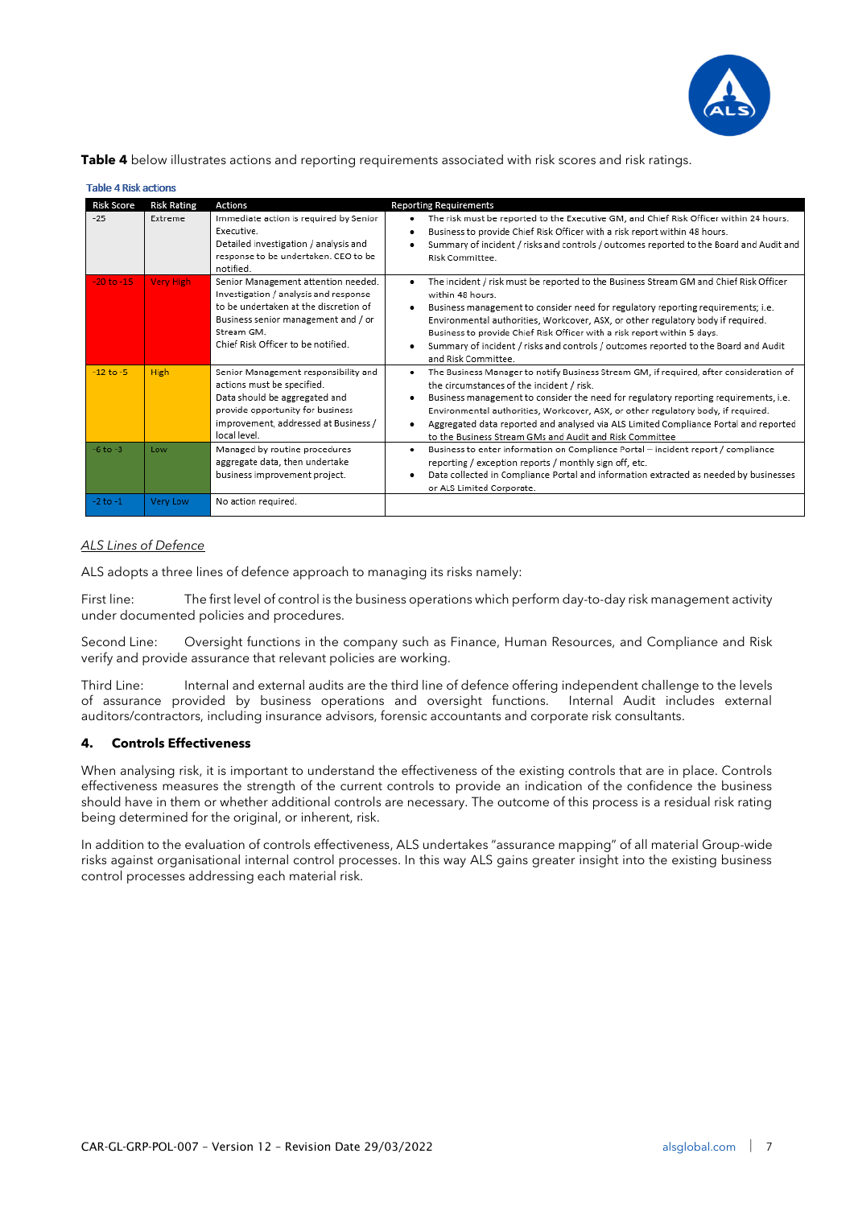**Table 4** below illustrates actions and reporting requirements associated with risk scores and risk ratings.

**Table 4 Risk actions**

| Risk Score | Risk Rating | Actions | Reporting Requirements |
|---|---|---|---|
| -25 | Extreme | Immediate action is required by Senior Executive. Detailed investigation / analysis and response to be undertaken. CEO to be notified. | • The risk must be reported to the Executive GM, and Chief Risk Officer within 24 hours. • Business to provide Chief Risk Officer with a risk report within 48 hours. • Summary of incident / risks and controls / outcomes reported to the Board and Audit and Risk Committee. |
| -20 to -15 | Very High | Senior Management attention needed. Investigation / analysis and response to be undertaken at the discretion of Business senior management and / or Stream GM. Chief Risk Officer to be notified. | • The incident / risk must be reported to the Business Stream GM and Chief Risk Officer within 48 hours. • Business management to consider need for regulatory reporting requirements; i.e. Environmental authorities, Workcover, ASX, or other regulatory body if required. Business to provide Chief Risk Officer with a risk report within 5 days. • Summary of incident / risks and controls / outcomes reported to the Board and Audit and Risk Committee. |
| -12 to -5 | High | Senior Management responsibility and actions must be specified. Data should be aggregated and provide opportunity for business improvement, addressed at Business / local level. | • The Business Manager to notify Business Stream GM, if required, after consideration of the circumstances of the incident / risk. • Business management to consider the need for regulatory reporting requirements, i.e. Environmental authorities, Workcover, ASX, or other regulatory body, if required. • Aggregated data reported and analysed via ALS Limited Compliance Portal and reported to the Business Stream GMs and Audit and Risk Committee |
| -6 to -3 | Low | Managed by routine procedures aggregate data, then undertake business improvement project. | • Business to enter information on Compliance Portal – incident report / compliance reporting / exception reports / monthly sign off, etc. • Data collected in Compliance Portal and information extracted as needed by businesses or ALS Limited Corporate. |
| -2 to -1 | Very Low | No action required. | |

*ALS Lines of Defence*

ALS adopts a three lines of defence approach to managing its risks namely:

First line: The first level of control is the business operations which perform day-to-day risk management activity under documented policies and procedures.

Second Line: Oversight functions in the company such as Finance, Human Resources, and Compliance and Risk verify and provide assurance that relevant policies are working.

Third Line: Internal and external audits are the third line of defence offering independent challenge to the levels of assurance provided by business operations and oversight functions. Internal Audit includes external auditors/contractors, including insurance advisors, forensic accountants and corporate risk consultants.

## 4. Controls Effectiveness

When analysing risk, it is important to understand the effectiveness of the existing controls that are in place. Controls effectiveness measures the strength of the current controls to provide an indication of the confidence the business should have in them or whether additional controls are necessary. The outcome of this process is a residual risk rating being determined for the original, or inherent, risk.

In addition to the evaluation of controls effectiveness, ALS undertakes "assurance mapping" of all material Group-wide risks against organisational internal control processes. In this way ALS gains greater insight into the existing business control processes addressing each material risk.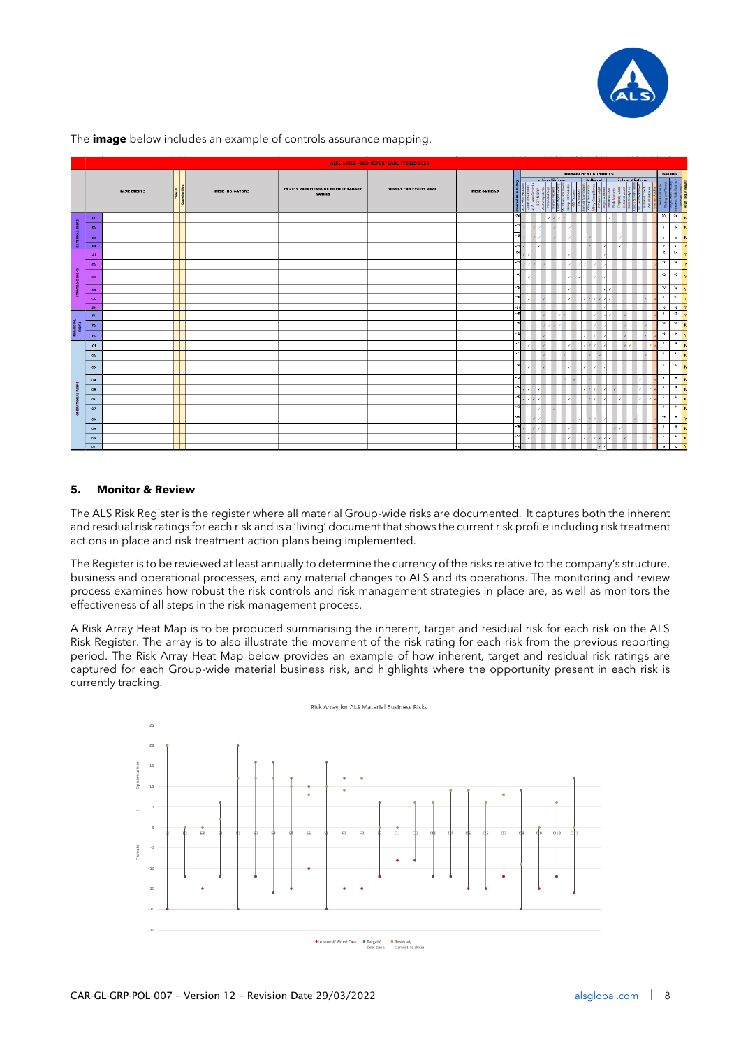The **image** below includes an example of controls assurance mapping.

## 5. Monitor & Review

The ALS Risk Register is the register where all material Group-wide risks are documented. It captures both the inherent and residual risk ratings for each risk and is a 'living' document that shows the current risk profile including risk treatment actions in place and risk treatment action plans being implemented.

The Register is to be reviewed at least annually to determine the currency of the risks relative to the company's structure, business and operational processes, and any material changes to ALS and its operations. The monitoring and review process examines how robust the risk controls and risk management strategies in place are, as well as monitors the effectiveness of all steps in the risk management process.

A Risk Array Heat Map is to be produced summarising the inherent, target and residual risk for each risk on the ALS Risk Register. The array is to also illustrate the movement of the risk rating for each risk from the previous reporting period. The Risk Array Heat Map below provides an example of how inherent, target and residual risk ratings are captured for each Group-wide material business risk, and highlights where the opportunity present in each risk is currently tracking.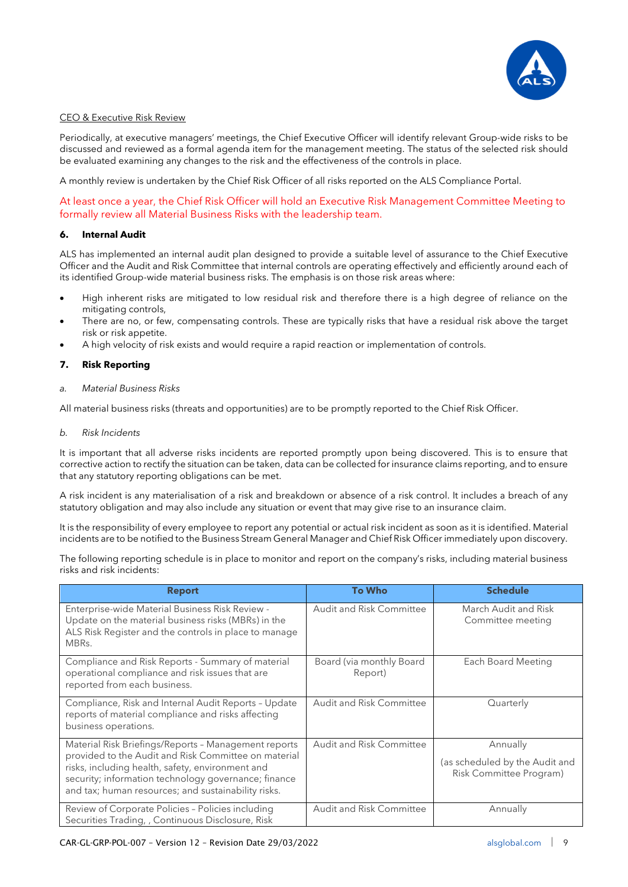CEO & Executive Risk Review

Periodically, at executive managers' meetings, the Chief Executive Officer will identify relevant Group-wide risks to be discussed and reviewed as a formal agenda item for the management meeting. The status of the selected risk should be evaluated examining any changes to the risk and the effectiveness of the controls in place.

A monthly review is undertaken by the Chief Risk Officer of all risks reported on the ALS Compliance Portal.

At least once a year, the Chief Risk Officer will hold an Executive Risk Management Committee Meeting to formally review all Material Business Risks with the leadership team.

## 6. Internal Audit

ALS has implemented an internal audit plan designed to provide a suitable level of assurance to the Chief Executive Officer and the Audit and Risk Committee that internal controls are operating effectively and efficiently around each of its identified Group-wide material business risks. The emphasis is on those risk areas where:

- High inherent risks are mitigated to low residual risk and therefore there is a high degree of reliance on the mitigating controls,
- There are no, or few, compensating controls. These are typically risks that have a residual risk above the target risk or risk appetite.
- A high velocity of risk exists and would require a rapid reaction or implementation of controls.

## 7. Risk Reporting

*a. Material Business Risks*

All material business risks (threats and opportunities) are to be promptly reported to the Chief Risk Officer.

*b. Risk Incidents*

It is important that all adverse risks incidents are reported promptly upon being discovered. This is to ensure that corrective action to rectify the situation can be taken, data can be collected for insurance claims reporting, and to ensure that any statutory reporting obligations can be met.

A risk incident is any materialisation of a risk and breakdown or absence of a risk control. It includes a breach of any statutory obligation and may also include any situation or event that may give rise to an insurance claim.

It is the responsibility of every employee to report any potential or actual risk incident as soon as it is identified. Material incidents are to be notified to the Business Stream General Manager and Chief Risk Officer immediately upon discovery.

The following reporting schedule is in place to monitor and report on the company's risks, including material business risks and risk incidents:

| Report | To Who | Schedule |
|---|---|---|
| Enterprise-wide Material Business Risk Review - Update on the material business risks (MBRs) in the ALS Risk Register and the controls in place to manage MBRs. | Audit and Risk Committee | March Audit and Risk Committee meeting |
| Compliance and Risk Reports - Summary of material operational compliance and risk issues that are reported from each business. | Board (via monthly Board Report) | Each Board Meeting |
| Compliance, Risk and Internal Audit Reports – Update reports of material compliance and risks affecting business operations. | Audit and Risk Committee | Quarterly |
| Material Risk Briefings/Reports – Management reports provided to the Audit and Risk Committee on material risks, including health, safety, environment and security; information technology governance; finance and tax; human resources; and sustainability risks. | Audit and Risk Committee | Annually (as scheduled by the Audit and Risk Committee Program) |
| Review of Corporate Policies – Policies including Securities Trading, , Continuous Disclosure, Risk | Audit and Risk Committee | Annually |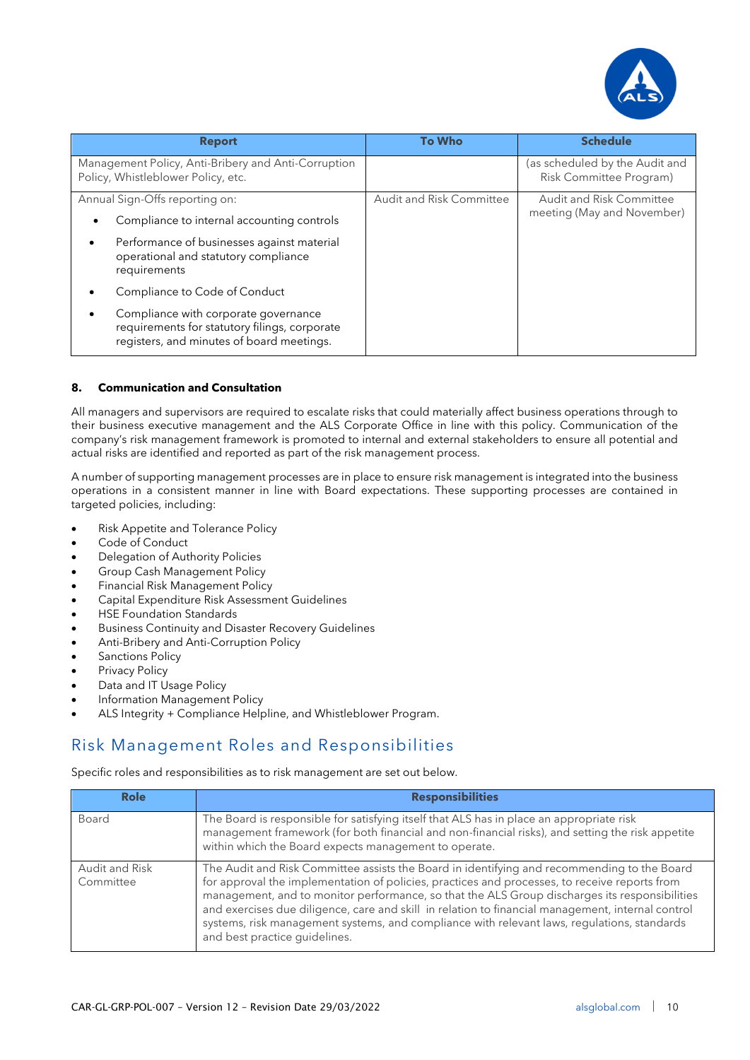| Report | To Who | Schedule |
|---|---|---|
| Management Policy, Anti-Bribery and Anti-Corruption Policy, Whistleblower Policy, etc. | | (as scheduled by the Audit and Risk Committee Program) |
| Annual Sign-Offs reporting on: <br>• Compliance to internal accounting controls <br>• Performance of businesses against material operational and statutory compliance requirements <br>• Compliance to Code of Conduct <br>• Compliance with corporate governance requirements for statutory filings, corporate registers, and minutes of board meetings. | Audit and Risk Committee | Audit and Risk Committee meeting (May and November) |

**8. Communication and Consultation**

All managers and supervisors are required to escalate risks that could materially affect business operations through to their business executive management and the ALS Corporate Office in line with this policy. Communication of the company's risk management framework is promoted to internal and external stakeholders to ensure all potential and actual risks are identified and reported as part of the risk management process.

A number of supporting management processes are in place to ensure risk management is integrated into the business operations in a consistent manner in line with Board expectations. These supporting processes are contained in targeted policies, including:

- Risk Appetite and Tolerance Policy
- Code of Conduct
- Delegation of Authority Policies
- Group Cash Management Policy
- Financial Risk Management Policy
- Capital Expenditure Risk Assessment Guidelines
- HSE Foundation Standards
- Business Continuity and Disaster Recovery Guidelines
- Anti-Bribery and Anti-Corruption Policy
- Sanctions Policy
- Privacy Policy
- Data and IT Usage Policy
- Information Management Policy
- ALS Integrity + Compliance Helpline, and Whistleblower Program.

## Risk Management Roles and Responsibilities

Specific roles and responsibilities as to risk management are set out below.

| Role | Responsibilities |
|---|---|
| Board | The Board is responsible for satisfying itself that ALS has in place an appropriate risk management framework (for both financial and non-financial risks), and setting the risk appetite within which the Board expects management to operate. |
| Audit and Risk Committee | The Audit and Risk Committee assists the Board in identifying and recommending to the Board for approval the implementation of policies, practices and processes, to receive reports from management, and to monitor performance, so that the ALS Group discharges its responsibilities and exercises due diligence, care and skill in relation to financial management, internal control systems, risk management systems, and compliance with relevant laws, regulations, standards and best practice guidelines. |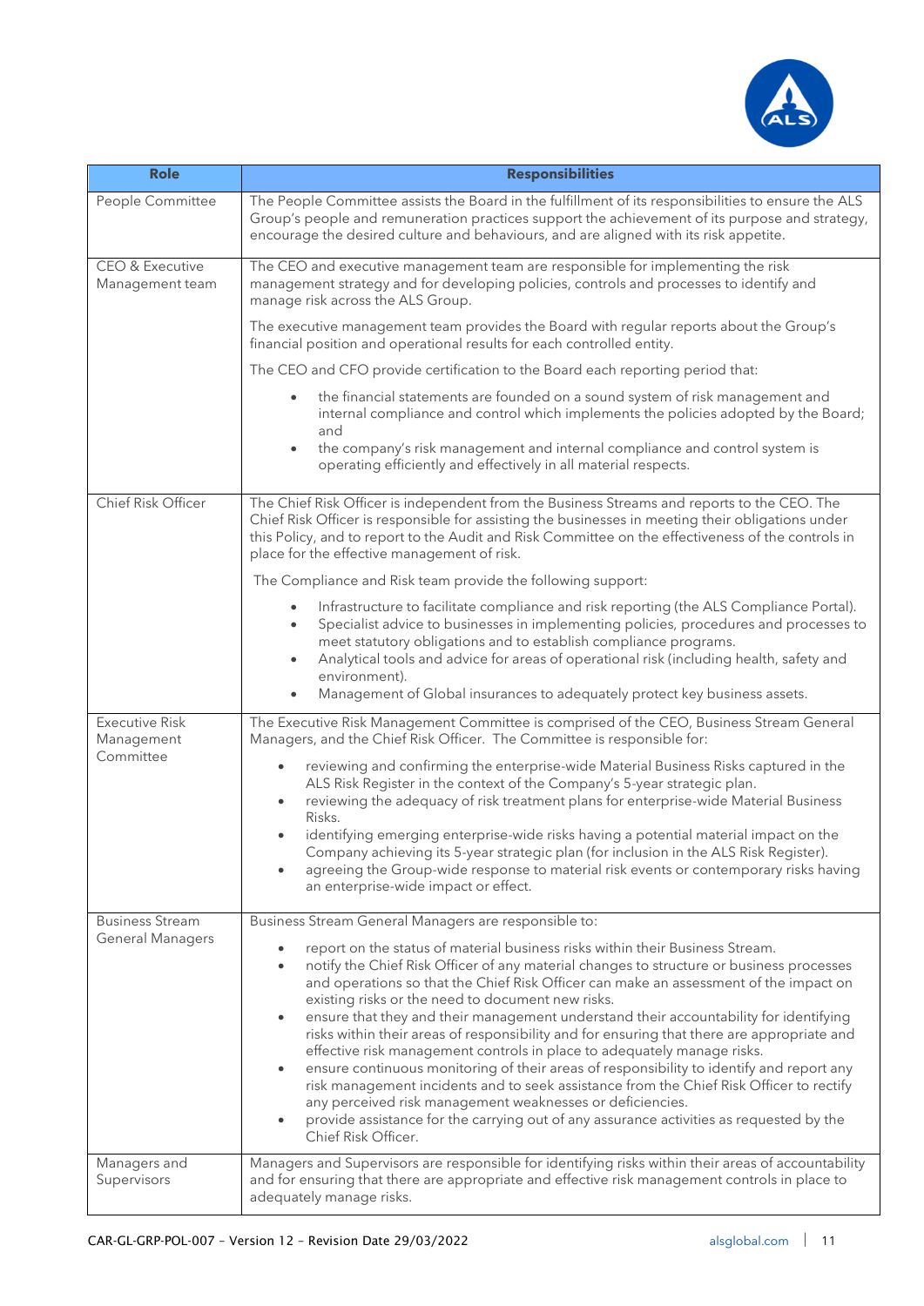| Role | Responsibilities |
|---|---|
| People Committee | The People Committee assists the Board in the fulfillment of its responsibilities to ensure the ALS Group's people and remuneration practices support the achievement of its purpose and strategy, encourage the desired culture and behaviours, and are aligned with its risk appetite. |
| CEO & Executive Management team | The CEO and executive management team are responsible for implementing the risk management strategy and for developing policies, controls and processes to identify and manage risk across the ALS Group.<br><br>The executive management team provides the Board with regular reports about the Group's financial position and operational results for each controlled entity.<br><br>The CEO and CFO provide certification to the Board each reporting period that:<br>• the financial statements are founded on a sound system of risk management and internal compliance and control which implements the policies adopted by the Board; and<br>• the company's risk management and internal compliance and control system is operating efficiently and effectively in all material respects. |
| Chief Risk Officer | The Chief Risk Officer is independent from the Business Streams and reports to the CEO. The Chief Risk Officer is responsible for assisting the businesses in meeting their obligations under this Policy, and to report to the Audit and Risk Committee on the effectiveness of the controls in place for the effective management of risk.<br><br>The Compliance and Risk team provide the following support:<br>• Infrastructure to facilitate compliance and risk reporting (the ALS Compliance Portal).<br>• Specialist advice to businesses in implementing policies, procedures and processes to meet statutory obligations and to establish compliance programs.<br>• Analytical tools and advice for areas of operational risk (including health, safety and environment).<br>• Management of Global insurances to adequately protect key business assets. |
| Executive Risk Management Committee | The Executive Risk Management Committee is comprised of the CEO, Business Stream General Managers, and the Chief Risk Officer. The Committee is responsible for:<br>• reviewing and confirming the enterprise-wide Material Business Risks captured in the ALS Risk Register in the context of the Company's 5-year strategic plan.<br>• reviewing the adequacy of risk treatment plans for enterprise-wide Material Business Risks.<br>• identifying emerging enterprise-wide risks having a potential material impact on the Company achieving its 5-year strategic plan (for inclusion in the ALS Risk Register).<br>• agreeing the Group-wide response to material risk events or contemporary risks having an enterprise-wide impact or effect. |
| Business Stream General Managers | Business Stream General Managers are responsible to:<br>• report on the status of material business risks within their Business Stream.<br>• notify the Chief Risk Officer of any material changes to structure or business processes and operations so that the Chief Risk Officer can make an assessment of the impact on existing risks or the need to document new risks.<br>• ensure that they and their management understand their accountability for identifying risks within their areas of responsibility and for ensuring that there are appropriate and effective risk management controls in place to adequately manage risks.<br>• ensure continuous monitoring of their areas of responsibility to identify and report any risk management incidents and to seek assistance from the Chief Risk Officer to rectify any perceived risk management weaknesses or deficiencies.<br>• provide assistance for the carrying out of any assurance activities as requested by the Chief Risk Officer. |
| Managers and Supervisors | Managers and Supervisors are responsible for identifying risks within their areas of accountability and for ensuring that there are appropriate and effective risk management controls in place to adequately manage risks. |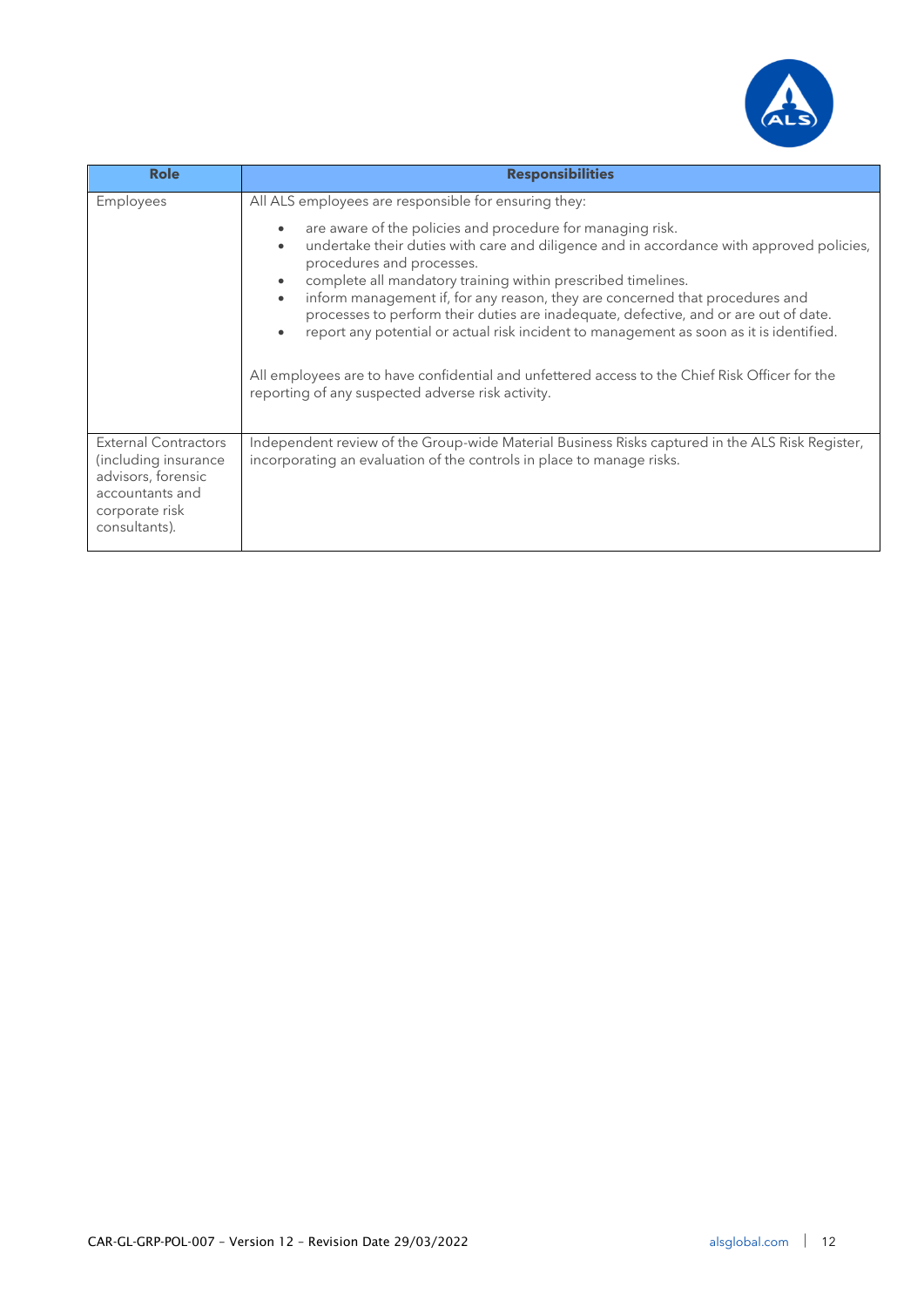| Role | Responsibilities |
|---|---|
| Employees | All ALS employees are responsible for ensuring they:<br>• are aware of the policies and procedure for managing risk.<br>• undertake their duties with care and diligence and in accordance with approved policies, procedures and processes.<br>• complete all mandatory training within prescribed timelines.<br>• inform management if, for any reason, they are concerned that procedures and processes to perform their duties are inadequate, defective, and or are out of date.<br>• report any potential or actual risk incident to management as soon as it is identified.<br><br>All employees are to have confidential and unfettered access to the Chief Risk Officer for the reporting of any suspected adverse risk activity. |
| External Contractors (including insurance advisors, forensic accountants and corporate risk consultants). | Independent review of the Group-wide Material Business Risks captured in the ALS Risk Register, incorporating an evaluation of the controls in place to manage risks. |